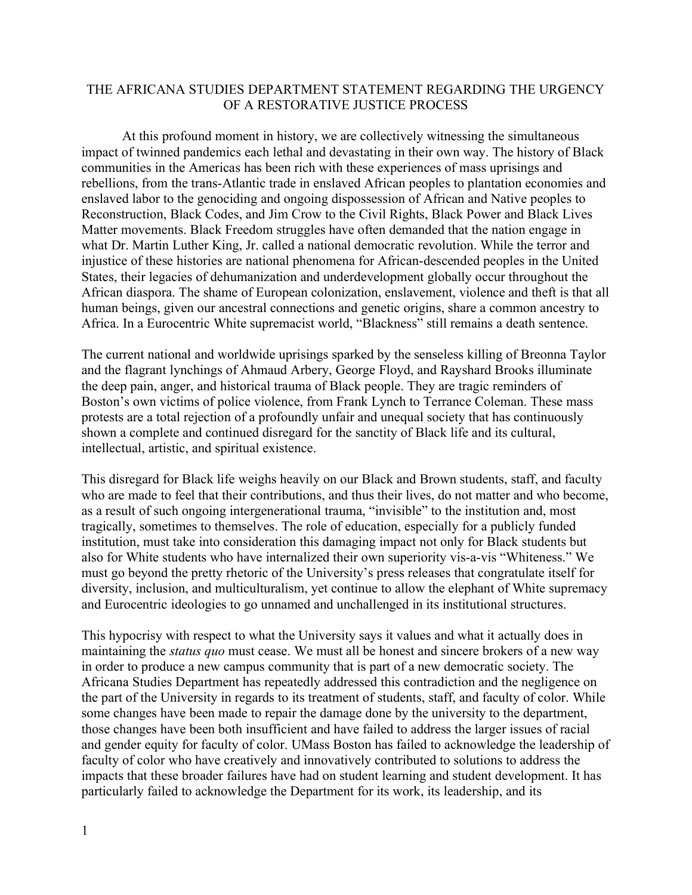# THE AFRICANA STUDIES DEPARTMENT STATEMENT REGARDING THE URGENCY OF A RESTORATIVE JUSTICE PROCESS

At this profound moment in history, we are collectively witnessing the simultaneous impact of twinned pandemics each lethal and devastating in their own way. The history of Black communities in the Americas has been rich with these experiences of mass uprisings and rebellions, from the trans-Atlantic trade in enslaved African peoples to plantation economies and enslaved labor to the genociding and ongoing dispossession of African and Native peoples to Reconstruction, Black Codes, and Jim Crow to the Civil Rights, Black Power and Black Lives Matter movements. Black Freedom struggles have often demanded that the nation engage in what Dr. Martin Luther King, Jr. called a national democratic revolution. While the terror and injustice of these histories are national phenomena for African-descended peoples in the United States, their legacies of dehumanization and underdevelopment globally occur throughout the African diaspora. The shame of European colonization, enslavement, violence and theft is that all human beings, given our ancestral connections and genetic origins, share a common ancestry to Africa. In a Eurocentric White supremacist world, "Blackness" still remains a death sentence.

The current national and worldwide uprisings sparked by the senseless killing of Breonna Taylor and the flagrant lynchings of Ahmaud Arbery, George Floyd, and Rayshard Brooks illuminate the deep pain, anger, and historical trauma of Black people. They are tragic reminders of Boston's own victims of police violence, from Frank Lynch to Terrance Coleman. These mass protests are a total rejection of a profoundly unfair and unequal society that has continuously shown a complete and continued disregard for the sanctity of Black life and its cultural, intellectual, artistic, and spiritual existence.

This disregard for Black life weighs heavily on our Black and Brown students, staff, and faculty who are made to feel that their contributions, and thus their lives, do not matter and who become, as a result of such ongoing intergenerational trauma, "invisible" to the institution and, most tragically, sometimes to themselves. The role of education, especially for a publicly funded institution, must take into consideration this damaging impact not only for Black students but also for White students who have internalized their own superiority vis-a-vis "Whiteness." We must go beyond the pretty rhetoric of the University's press releases that congratulate itself for diversity, inclusion, and multiculturalism, yet continue to allow the elephant of White supremacy and Eurocentric ideologies to go unnamed and unchallenged in its institutional structures.

This hypocrisy with respect to what the University says it values and what it actually does in maintaining the *status quo* must cease. We must all be honest and sincere brokers of a new way in order to produce a new campus community that is part of a new democratic society. The Africana Studies Department has repeatedly addressed this contradiction and the negligence on the part of the University in regards to its treatment of students, staff, and faculty of color. While some changes have been made to repair the damage done by the university to the department, those changes have been both insufficient and have failed to address the larger issues of racial and gender equity for faculty of color. UMass Boston has failed to acknowledge the leadership of faculty of color who have creatively and innovatively contributed to solutions to address the impacts that these broader failures have had on student learning and student development. It has particularly failed to acknowledge the Department for its work, its leadership, and its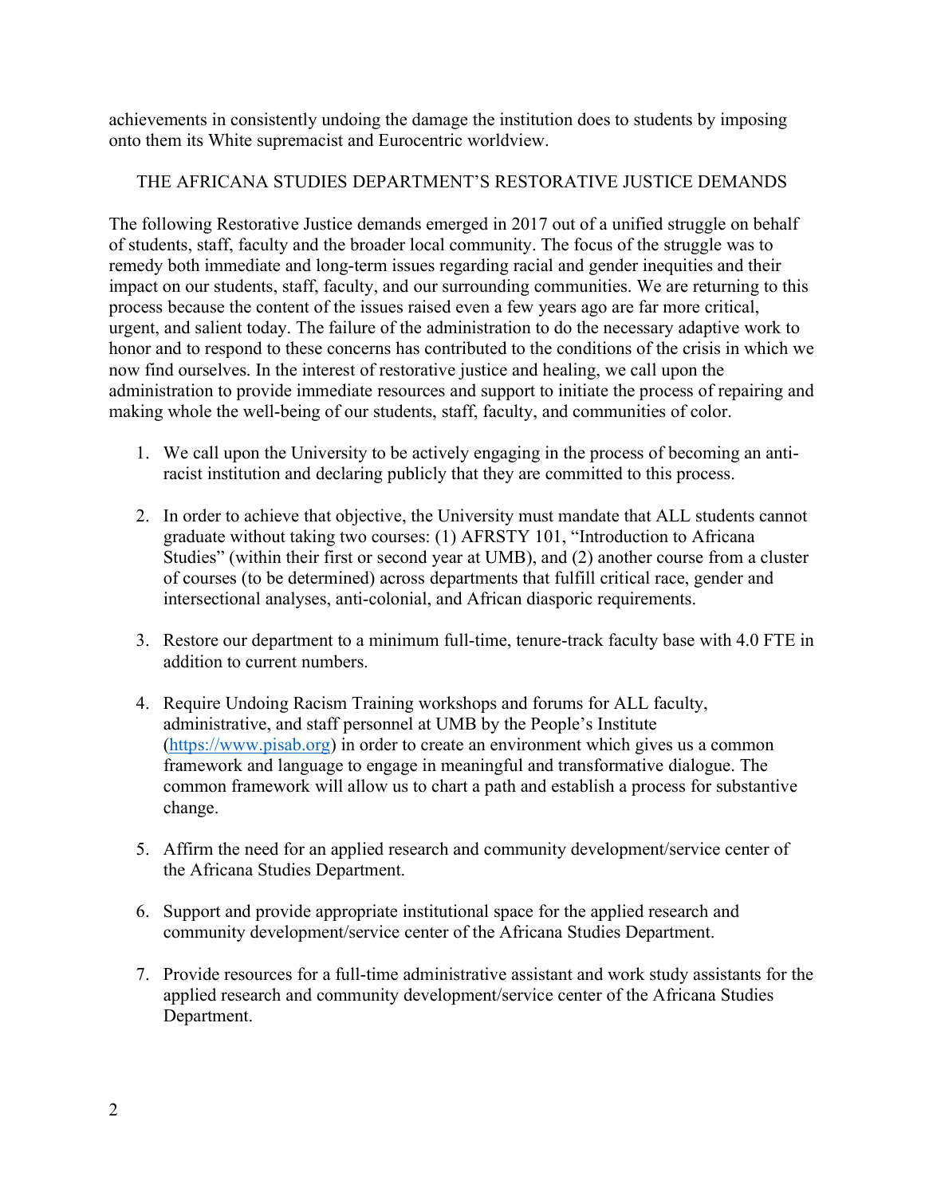achievements in consistently undoing the damage the institution does to students by imposing onto them its White supremacist and Eurocentric worldview.

## THE AFRICANA STUDIES DEPARTMENT'S RESTORATIVE JUSTICE DEMANDS

The following Restorative Justice demands emerged in 2017 out of a unified struggle on behalf of students, staff, faculty and the broader local community. The focus of the struggle was to remedy both immediate and long-term issues regarding racial and gender inequities and their impact on our students, staff, faculty, and our surrounding communities. We are returning to this process because the content of the issues raised even a few years ago are far more critical, urgent, and salient today. The failure of the administration to do the necessary adaptive work to honor and to respond to these concerns has contributed to the conditions of the crisis in which we now find ourselves. In the interest of restorative justice and healing, we call upon the administration to provide immediate resources and support to initiate the process of repairing and making whole the well-being of our students, staff, faculty, and communities of color.

1. We call upon the University to be actively engaging in the process of becoming an anti-racist institution and declaring publicly that they are committed to this process.

2. In order to achieve that objective, the University must mandate that ALL students cannot graduate without taking two courses: (1) AFRSTY 101, "Introduction to Africana Studies" (within their first or second year at UMB), and (2) another course from a cluster of courses (to be determined) across departments that fulfill critical race, gender and intersectional analyses, anti-colonial, and African diasporic requirements.

3. Restore our department to a minimum full-time, tenure-track faculty base with 4.0 FTE in addition to current numbers.

4. Require Undoing Racism Training workshops and forums for ALL faculty, administrative, and staff personnel at UMB by the People's Institute (https://www.pisab.org) in order to create an environment which gives us a common framework and language to engage in meaningful and transformative dialogue. The common framework will allow us to chart a path and establish a process for substantive change.

5. Affirm the need for an applied research and community development/service center of the Africana Studies Department.

6. Support and provide appropriate institutional space for the applied research and community development/service center of the Africana Studies Department.

7. Provide resources for a full-time administrative assistant and work study assistants for the applied research and community development/service center of the Africana Studies Department.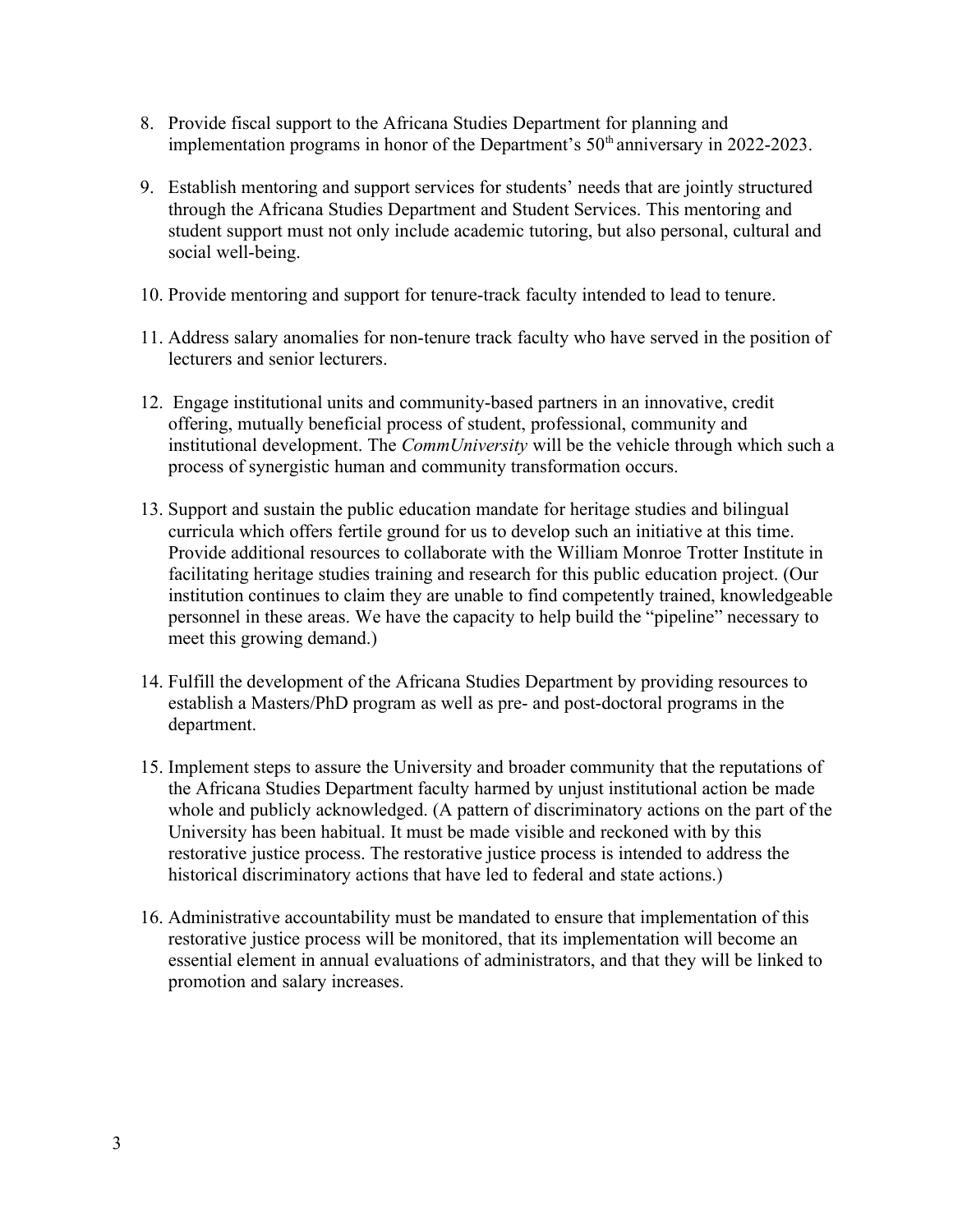8. Provide fiscal support to the Africana Studies Department for planning and implementation programs in honor of the Department's 50th anniversary in 2022-2023.

9. Establish mentoring and support services for students' needs that are jointly structured through the Africana Studies Department and Student Services. This mentoring and student support must not only include academic tutoring, but also personal, cultural and social well-being.

10. Provide mentoring and support for tenure-track faculty intended to lead to tenure.

11. Address salary anomalies for non-tenure track faculty who have served in the position of lecturers and senior lecturers.

12. Engage institutional units and community-based partners in an innovative, credit offering, mutually beneficial process of student, professional, community and institutional development. The *CommUniversity* will be the vehicle through which such a process of synergistic human and community transformation occurs.

13. Support and sustain the public education mandate for heritage studies and bilingual curricula which offers fertile ground for us to develop such an initiative at this time. Provide additional resources to collaborate with the William Monroe Trotter Institute in facilitating heritage studies training and research for this public education project. (Our institution continues to claim they are unable to find competently trained, knowledgeable personnel in these areas. We have the capacity to help build the "pipeline" necessary to meet this growing demand.)

14. Fulfill the development of the Africana Studies Department by providing resources to establish a Masters/PhD program as well as pre- and post-doctoral programs in the department.

15. Implement steps to assure the University and broader community that the reputations of the Africana Studies Department faculty harmed by unjust institutional action be made whole and publicly acknowledged. (A pattern of discriminatory actions on the part of the University has been habitual. It must be made visible and reckoned with by this restorative justice process. The restorative justice process is intended to address the historical discriminatory actions that have led to federal and state actions.)

16. Administrative accountability must be mandated to ensure that implementation of this restorative justice process will be monitored, that its implementation will become an essential element in annual evaluations of administrators, and that they will be linked to promotion and salary increases.